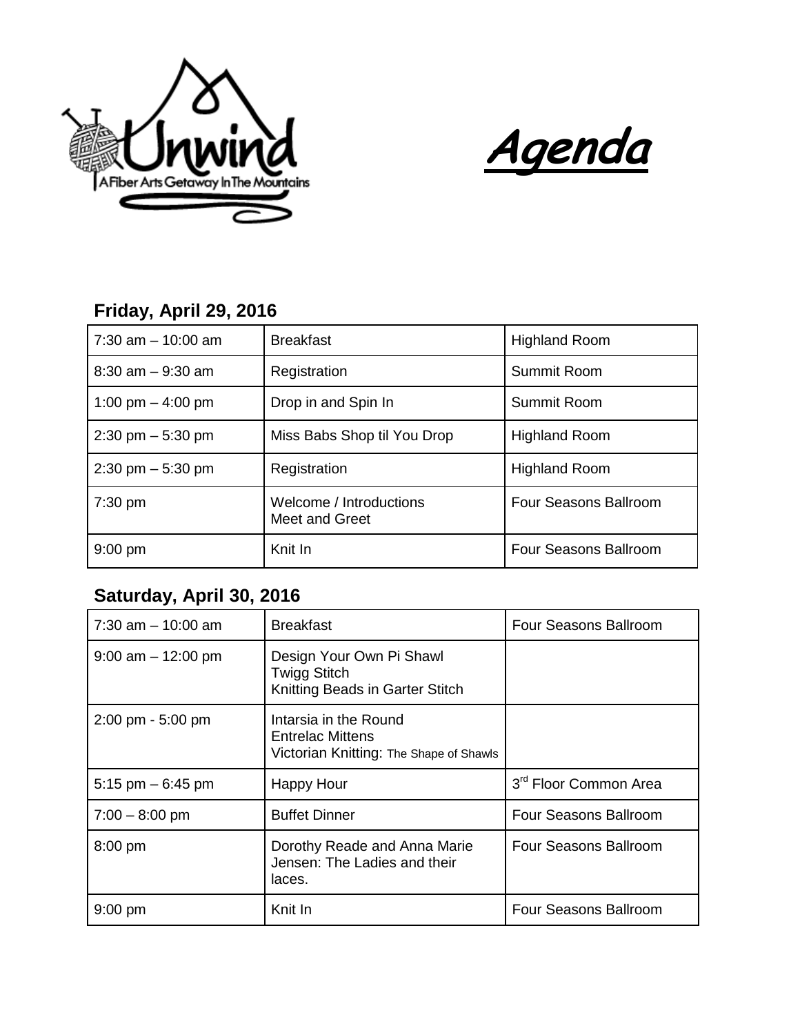Unwind

A Fiber Arts Getaway In The Mountains

# Agenda

## Friday, April 29, 2016

| | | |
|---|---|---|
| 7:30 am – 10:00 am | Breakfast | Highland Room |
| 8:30 am – 9:30 am | Registration | Summit Room |
| 1:00 pm – 4:00 pm | Drop in and Spin In | Summit Room |
| 2:30 pm – 5:30 pm | Miss Babs Shop til You Drop | Highland Room |
| 2:30 pm – 5:30 pm | Registration | Highland Room |
| 7:30 pm | Welcome / Introductions<br>Meet and Greet | Four Seasons Ballroom |
| 9:00 pm | Knit In | Four Seasons Ballroom |

## Saturday, April 30, 2016

| | | |
|---|---|---|
| 7:30 am – 10:00 am | Breakfast | Four Seasons Ballroom |
| 9:00 am – 12:00 pm | Design Your Own Pi Shawl<br>Twigg Stitch<br>Knitting Beads in Garter Stitch | |
| 2:00 pm - 5:00 pm | Intarsia in the Round<br>Entrelac Mittens<br>Victorian Knitting: The Shape of Shawls | |
| 5:15 pm – 6:45 pm | Happy Hour | 3rd Floor Common Area |
| 7:00 – 8:00 pm | Buffet Dinner | Four Seasons Ballroom |
| 8:00 pm | Dorothy Reade and Anna Marie Jensen: The Ladies and their laces. | Four Seasons Ballroom |
| 9:00 pm | Knit In | Four Seasons Ballroom |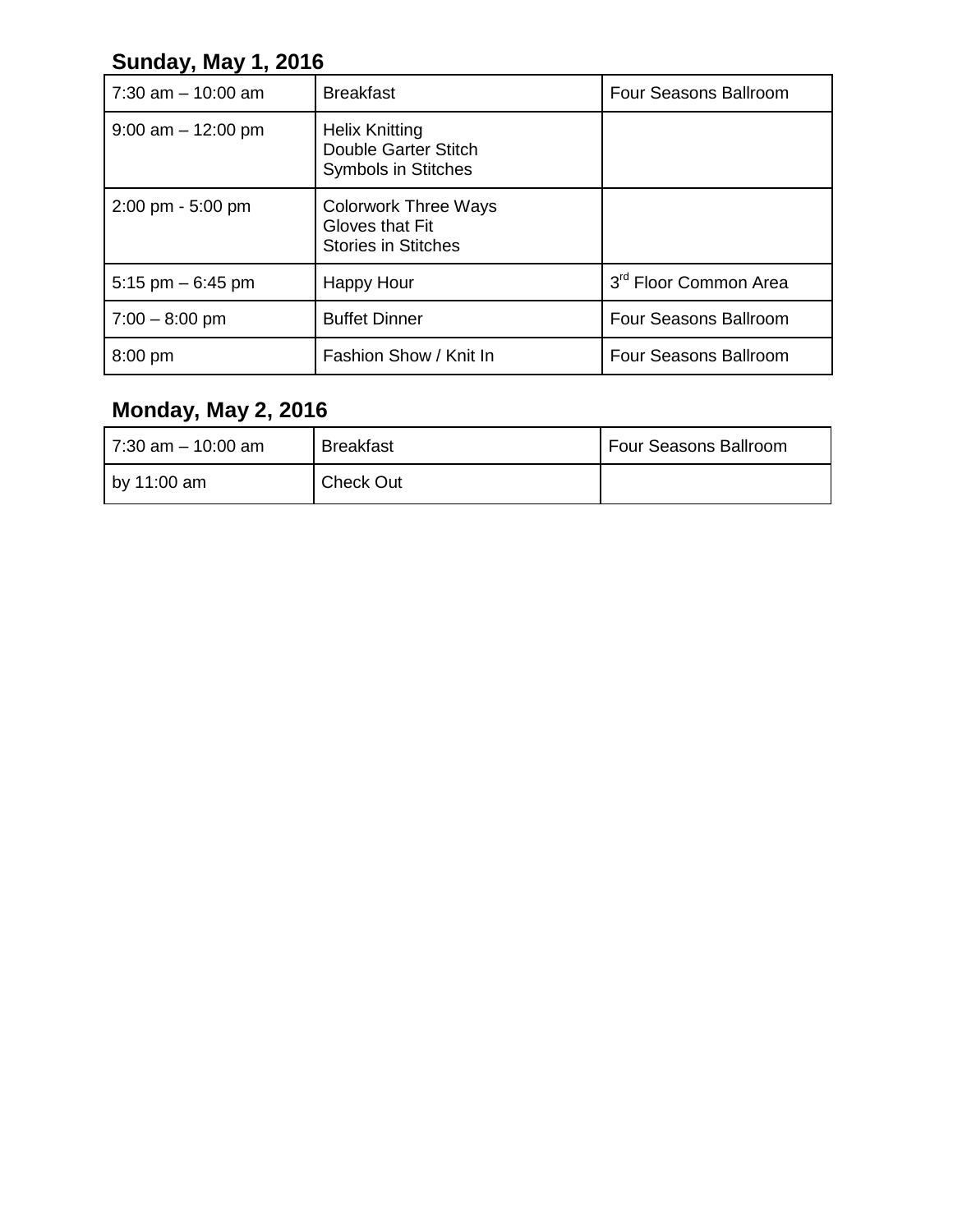## Sunday, May 1, 2016

| | | |
|---|---|---|
| 7:30 am – 10:00 am | Breakfast | Four Seasons Ballroom |
| 9:00 am – 12:00 pm | Helix Knitting<br>Double Garter Stitch<br>Symbols in Stitches | |
| 2:00 pm - 5:00 pm | Colorwork Three Ways<br>Gloves that Fit<br>Stories in Stitches | |
| 5:15 pm – 6:45 pm | Happy Hour | 3rd Floor Common Area |
| 7:00 – 8:00 pm | Buffet Dinner | Four Seasons Ballroom |
| 8:00 pm | Fashion Show / Knit In | Four Seasons Ballroom |

## Monday, May 2, 2016

| | | |
|---|---|---|
| 7:30 am – 10:00 am | Breakfast | Four Seasons Ballroom |
| by 11:00 am | Check Out | |